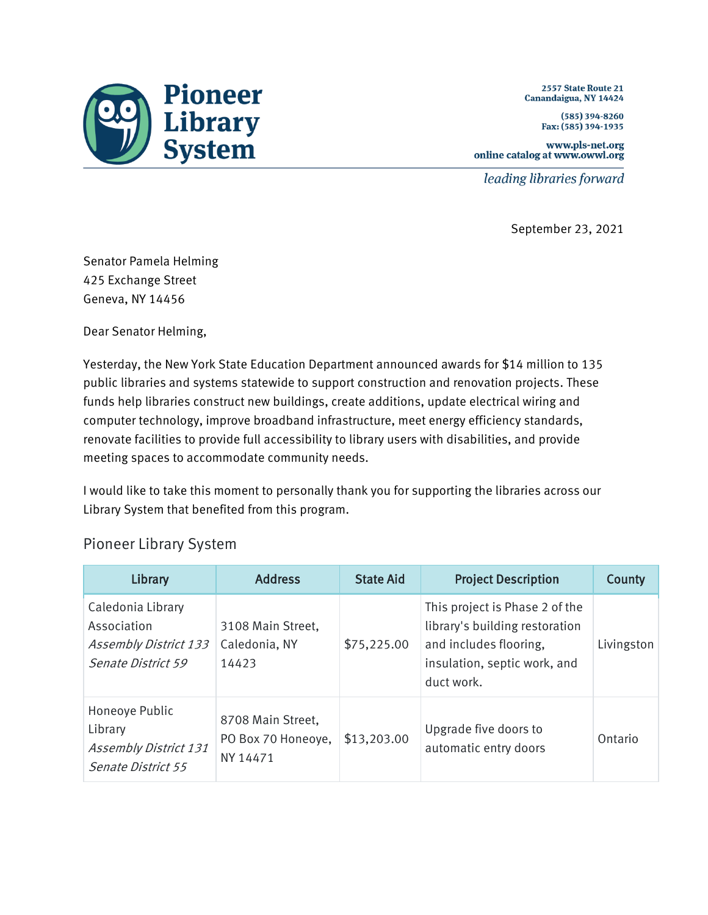**Pioneer Library System**

2557 State Route 21
Canandaigua, NY 14424

(585) 394-8260
Fax: (585) 394-1935

www.pls-net.org
online catalog at www.owwl.org

*leading libraries forward*

September 23, 2021

Senator Pamela Helming
425 Exchange Street
Geneva, NY 14456

Dear Senator Helming,

Yesterday, the New York State Education Department announced awards for $14 million to 135 public libraries and systems statewide to support construction and renovation projects. These funds help libraries construct new buildings, create additions, update electrical wiring and computer technology, improve broadband infrastructure, meet energy efficiency standards, renovate facilities to provide full accessibility to library users with disabilities, and provide meeting spaces to accommodate community needs.

I would like to take this moment to personally thank you for supporting the libraries across our Library System that benefited from this program.

## Pioneer Library System

| Library | Address | State Aid | Project Description | County |
|---|---|---|---|---|
| Caledonia Library Association *Assembly District 133* *Senate District 59* | 3108 Main Street, Caledonia, NY 14423 | $75,225.00 | This project is Phase 2 of the library's building restoration and includes flooring, insulation, septic work, and duct work. | Livingston |
| Honeoye Public Library *Assembly District 131* *Senate District 55* | 8708 Main Street, PO Box 70 Honeoye, NY 14471 | $13,203.00 | Upgrade five doors to automatic entry doors | Ontario |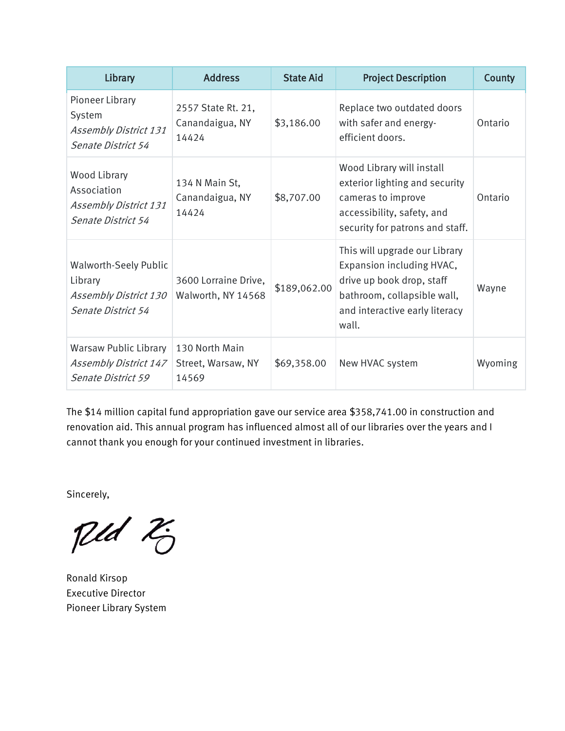| Library | Address | State Aid | Project Description | County |
|---|---|---|---|---|
| Pioneer Library System<br>*Assembly District 131*<br>*Senate District 54* | 2557 State Rt. 21, Canandaigua, NY 14424 | $3,186.00 | Replace two outdated doors with safer and energy-efficient doors. | Ontario |
| Wood Library Association<br>*Assembly District 131*<br>*Senate District 54* | 134 N Main St, Canandaigua, NY 14424 | $8,707.00 | Wood Library will install exterior lighting and security cameras to improve accessibility, safety, and security for patrons and staff. | Ontario |
| Walworth-Seely Public Library<br>*Assembly District 130*<br>*Senate District 54* | 3600 Lorraine Drive, Walworth, NY 14568 | $189,062.00 | This will upgrade our Library Expansion including HVAC, drive up book drop, staff bathroom, collapsible wall, and interactive early literacy wall. | Wayne |
| Warsaw Public Library<br>*Assembly District 147*<br>*Senate District 59* | 130 North Main Street, Warsaw, NY 14569 | $69,358.00 | New HVAC system | Wyoming |

The $14 million capital fund appropriation gave our service area $358,741.00 in construction and renovation aid. This annual program has influenced almost all of our libraries over the years and I cannot thank you enough for your continued investment in libraries.

Sincerely,

Ronald Kirsop
Executive Director
Pioneer Library System